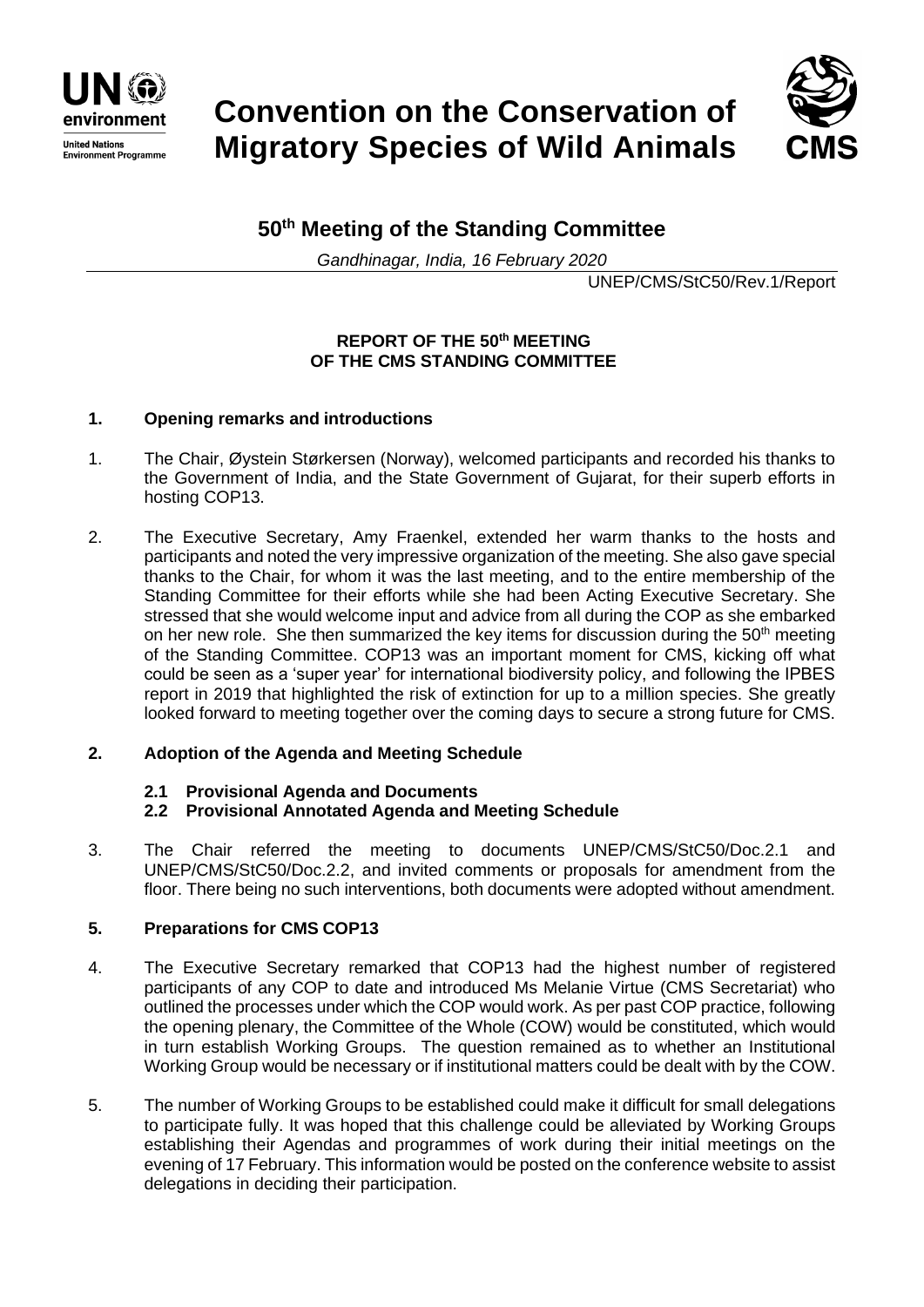# Convention on the Conservation of Migratory Species of Wild Animals

## 50th Meeting of the Standing Committee

*Gandhinagar, India, 16 February 2020*

UNEP/CMS/StC50/Rev.1/Report

**REPORT OF THE 50th MEETING OF THE CMS STANDING COMMITTEE**

### 1. Opening remarks and introductions

1. The Chair, Øystein Størkersen (Norway), welcomed participants and recorded his thanks to the Government of India, and the State Government of Gujarat, for their superb efforts in hosting COP13.

2. The Executive Secretary, Amy Fraenkel, extended her warm thanks to the hosts and participants and noted the very impressive organization of the meeting. She also gave special thanks to the Chair, for whom it was the last meeting, and to the entire membership of the Standing Committee for their efforts while she had been Acting Executive Secretary. She stressed that she would welcome input and advice from all during the COP as she embarked on her new role. She then summarized the key items for discussion during the 50th meeting of the Standing Committee. COP13 was an important moment for CMS, kicking off what could be seen as a 'super year' for international biodiversity policy, and following the IPBES report in 2019 that highlighted the risk of extinction for up to a million species. She greatly looked forward to meeting together over the coming days to secure a strong future for CMS.

### 2. Adoption of the Agenda and Meeting Schedule

#### 2.1 Provisional Agenda and Documents
#### 2.2 Provisional Annotated Agenda and Meeting Schedule

3. The Chair referred the meeting to documents UNEP/CMS/StC50/Doc.2.1 and UNEP/CMS/StC50/Doc.2.2, and invited comments or proposals for amendment from the floor. There being no such interventions, both documents were adopted without amendment.

### 5. Preparations for CMS COP13

4. The Executive Secretary remarked that COP13 had the highest number of registered participants of any COP to date and introduced Ms Melanie Virtue (CMS Secretariat) who outlined the processes under which the COP would work. As per past COP practice, following the opening plenary, the Committee of the Whole (COW) would be constituted, which would in turn establish Working Groups. The question remained as to whether an Institutional Working Group would be necessary or if institutional matters could be dealt with by the COW.

5. The number of Working Groups to be established could make it difficult for small delegations to participate fully. It was hoped that this challenge could be alleviated by Working Groups establishing their Agendas and programmes of work during their initial meetings on the evening of 17 February. This information would be posted on the conference website to assist delegations in deciding their participation.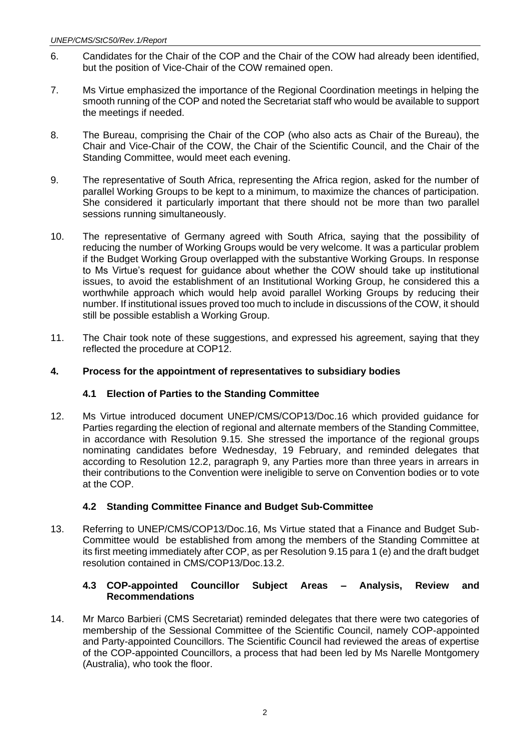6. Candidates for the Chair of the COP and the Chair of the COW had already been identified, but the position of Vice-Chair of the COW remained open.

7. Ms Virtue emphasized the importance of the Regional Coordination meetings in helping the smooth running of the COP and noted the Secretariat staff who would be available to support the meetings if needed.

8. The Bureau, comprising the Chair of the COP (who also acts as Chair of the Bureau), the Chair and Vice-Chair of the COW, the Chair of the Scientific Council, and the Chair of the Standing Committee, would meet each evening.

9. The representative of South Africa, representing the Africa region, asked for the number of parallel Working Groups to be kept to a minimum, to maximize the chances of participation. She considered it particularly important that there should not be more than two parallel sessions running simultaneously.

10. The representative of Germany agreed with South Africa, saying that the possibility of reducing the number of Working Groups would be very welcome. It was a particular problem if the Budget Working Group overlapped with the substantive Working Groups. In response to Ms Virtue's request for guidance about whether the COW should take up institutional issues, to avoid the establishment of an Institutional Working Group, he considered this a worthwhile approach which would help avoid parallel Working Groups by reducing their number. If institutional issues proved too much to include in discussions of the COW, it should still be possible establish a Working Group.

11. The Chair took note of these suggestions, and expressed his agreement, saying that they reflected the procedure at COP12.

## 4. Process for the appointment of representatives to subsidiary bodies

### 4.1 Election of Parties to the Standing Committee

12. Ms Virtue introduced document UNEP/CMS/COP13/Doc.16 which provided guidance for Parties regarding the election of regional and alternate members of the Standing Committee, in accordance with Resolution 9.15. She stressed the importance of the regional groups nominating candidates before Wednesday, 19 February, and reminded delegates that according to Resolution 12.2, paragraph 9, any Parties more than three years in arrears in their contributions to the Convention were ineligible to serve on Convention bodies or to vote at the COP.

### 4.2 Standing Committee Finance and Budget Sub-Committee

13. Referring to UNEP/CMS/COP13/Doc.16, Ms Virtue stated that a Finance and Budget Sub-Committee would be established from among the members of the Standing Committee at its first meeting immediately after COP, as per Resolution 9.15 para 1 (e) and the draft budget resolution contained in CMS/COP13/Doc.13.2.

### 4.3 COP-appointed Councillor Subject Areas – Analysis, Review and Recommendations

14. Mr Marco Barbieri (CMS Secretariat) reminded delegates that there were two categories of membership of the Sessional Committee of the Scientific Council, namely COP-appointed and Party-appointed Councillors. The Scientific Council had reviewed the areas of expertise of the COP-appointed Councillors, a process that had been led by Ms Narelle Montgomery (Australia), who took the floor.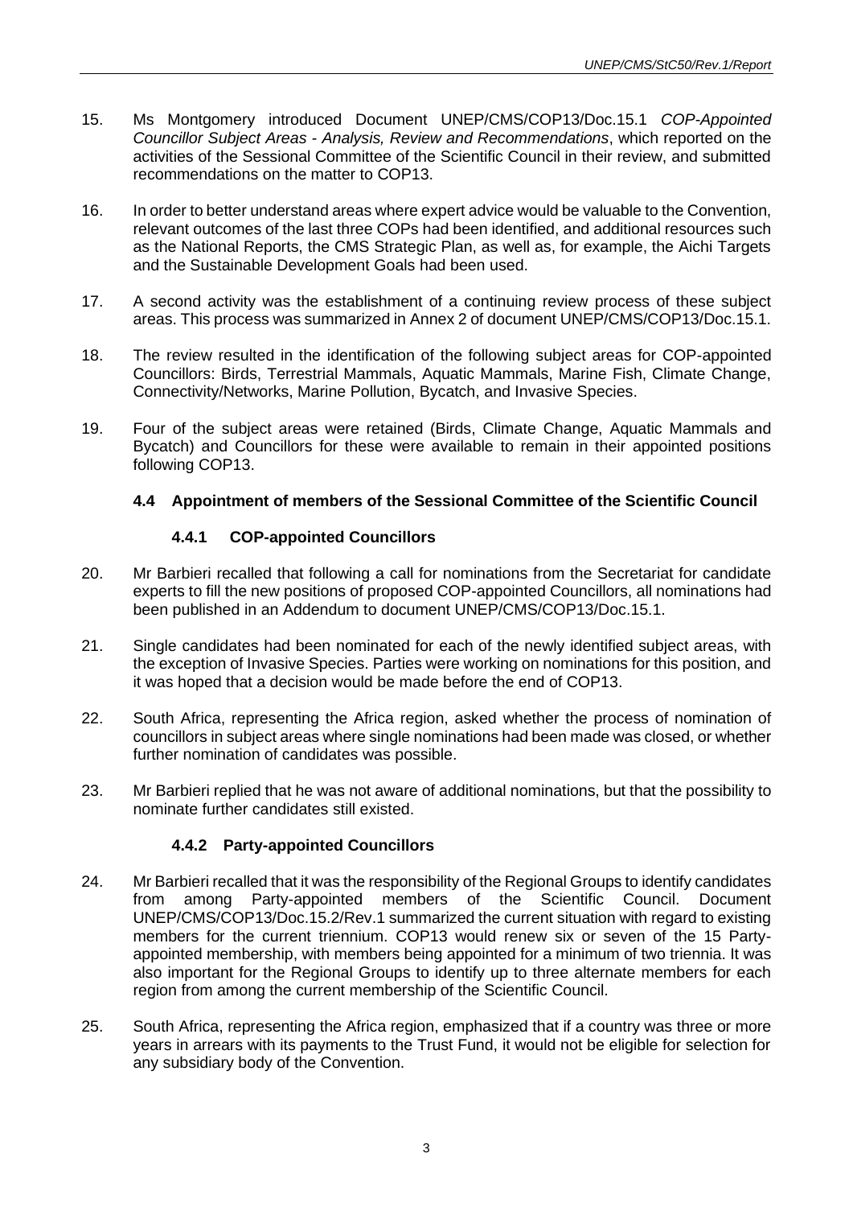15. Ms Montgomery introduced Document UNEP/CMS/COP13/Doc.15.1 *COP-Appointed Councillor Subject Areas - Analysis, Review and Recommendations*, which reported on the activities of the Sessional Committee of the Scientific Council in their review, and submitted recommendations on the matter to COP13.

16. In order to better understand areas where expert advice would be valuable to the Convention, relevant outcomes of the last three COPs had been identified, and additional resources such as the National Reports, the CMS Strategic Plan, as well as, for example, the Aichi Targets and the Sustainable Development Goals had been used.

17. A second activity was the establishment of a continuing review process of these subject areas. This process was summarized in Annex 2 of document UNEP/CMS/COP13/Doc.15.1.

18. The review resulted in the identification of the following subject areas for COP-appointed Councillors: Birds, Terrestrial Mammals, Aquatic Mammals, Marine Fish, Climate Change, Connectivity/Networks, Marine Pollution, Bycatch, and Invasive Species.

19. Four of the subject areas were retained (Birds, Climate Change, Aquatic Mammals and Bycatch) and Councillors for these were available to remain in their appointed positions following COP13.

### 4.4 Appointment of members of the Sessional Committee of the Scientific Council

#### 4.4.1 COP-appointed Councillors

20. Mr Barbieri recalled that following a call for nominations from the Secretariat for candidate experts to fill the new positions of proposed COP-appointed Councillors, all nominations had been published in an Addendum to document UNEP/CMS/COP13/Doc.15.1.

21. Single candidates had been nominated for each of the newly identified subject areas, with the exception of Invasive Species. Parties were working on nominations for this position, and it was hoped that a decision would be made before the end of COP13.

22. South Africa, representing the Africa region, asked whether the process of nomination of councillors in subject areas where single nominations had been made was closed, or whether further nomination of candidates was possible.

23. Mr Barbieri replied that he was not aware of additional nominations, but that the possibility to nominate further candidates still existed.

#### 4.4.2 Party-appointed Councillors

24. Mr Barbieri recalled that it was the responsibility of the Regional Groups to identify candidates from among Party-appointed members of the Scientific Council. Document UNEP/CMS/COP13/Doc.15.2/Rev.1 summarized the current situation with regard to existing members for the current triennium. COP13 would renew six or seven of the 15 Party-appointed membership, with members being appointed for a minimum of two triennia. It was also important for the Regional Groups to identify up to three alternate members for each region from among the current membership of the Scientific Council.

25. South Africa, representing the Africa region, emphasized that if a country was three or more years in arrears with its payments to the Trust Fund, it would not be eligible for selection for any subsidiary body of the Convention.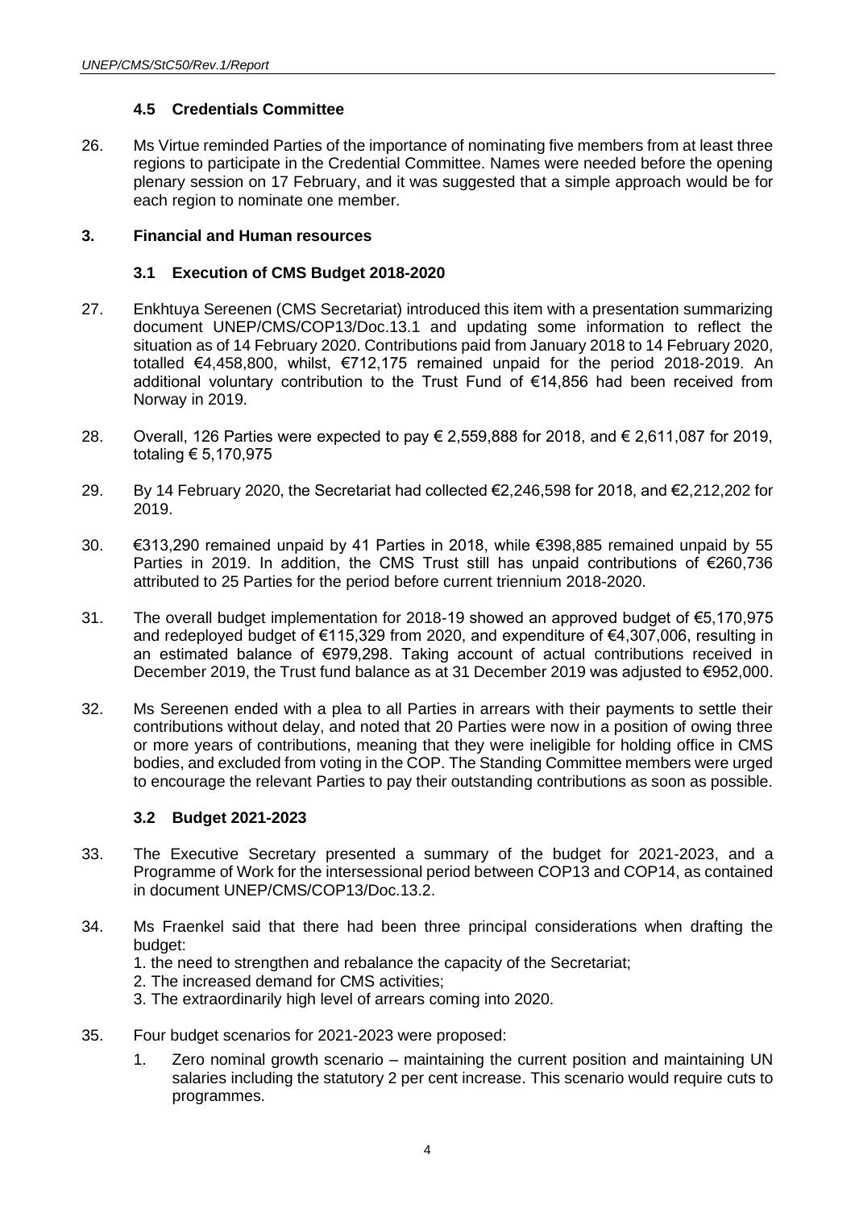### 4.5 Credentials Committee

26. Ms Virtue reminded Parties of the importance of nominating five members from at least three regions to participate in the Credential Committee. Names were needed before the opening plenary session on 17 February, and it was suggested that a simple approach would be for each region to nominate one member.

## 3. Financial and Human resources

### 3.1 Execution of CMS Budget 2018-2020

27. Enkhtuya Sereenen (CMS Secretariat) introduced this item with a presentation summarizing document UNEP/CMS/COP13/Doc.13.1 and updating some information to reflect the situation as of 14 February 2020. Contributions paid from January 2018 to 14 February 2020, totalled €4,458,800, whilst, €712,175 remained unpaid for the period 2018-2019. An additional voluntary contribution to the Trust Fund of €14,856 had been received from Norway in 2019.

28. Overall, 126 Parties were expected to pay € 2,559,888 for 2018, and € 2,611,087 for 2019, totaling € 5,170,975

29. By 14 February 2020, the Secretariat had collected €2,246,598 for 2018, and €2,212,202 for 2019.

30. €313,290 remained unpaid by 41 Parties in 2018, while €398,885 remained unpaid by 55 Parties in 2019. In addition, the CMS Trust still has unpaid contributions of €260,736 attributed to 25 Parties for the period before current triennium 2018-2020.

31. The overall budget implementation for 2018-19 showed an approved budget of €5,170,975 and redeployed budget of €115,329 from 2020, and expenditure of €4,307,006, resulting in an estimated balance of €979,298. Taking account of actual contributions received in December 2019, the Trust fund balance as at 31 December 2019 was adjusted to €952,000.

32. Ms Sereenen ended with a plea to all Parties in arrears with their payments to settle their contributions without delay, and noted that 20 Parties were now in a position of owing three or more years of contributions, meaning that they were ineligible for holding office in CMS bodies, and excluded from voting in the COP. The Standing Committee members were urged to encourage the relevant Parties to pay their outstanding contributions as soon as possible.

### 3.2 Budget 2021-2023

33. The Executive Secretary presented a summary of the budget for 2021-2023, and a Programme of Work for the intersessional period between COP13 and COP14, as contained in document UNEP/CMS/COP13/Doc.13.2.

34. Ms Fraenkel said that there had been three principal considerations when drafting the budget:
    1. the need to strengthen and rebalance the capacity of the Secretariat;
    2. The increased demand for CMS activities;
    3. The extraordinarily high level of arrears coming into 2020.

35. Four budget scenarios for 2021-2023 were proposed:
    1. Zero nominal growth scenario – maintaining the current position and maintaining UN salaries including the statutory 2 per cent increase. This scenario would require cuts to programmes.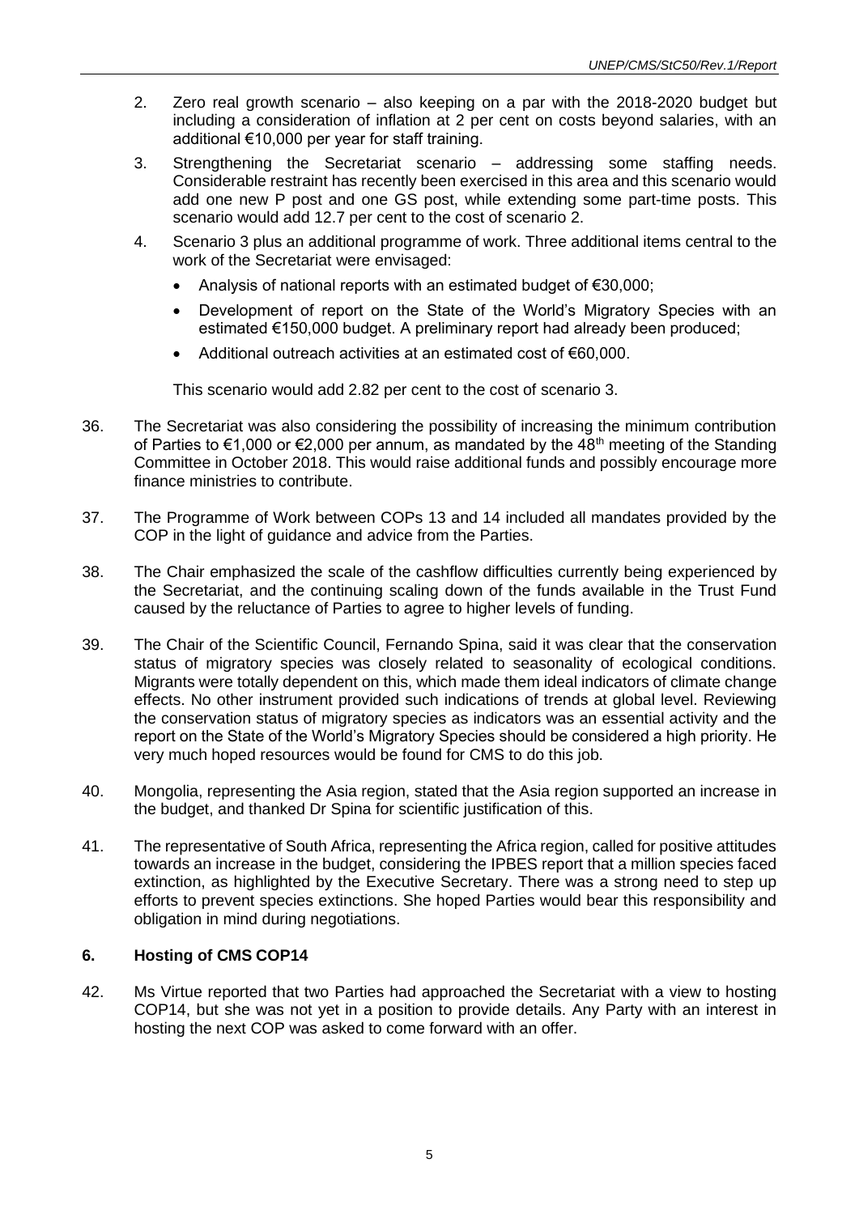2. Zero real growth scenario – also keeping on a par with the 2018-2020 budget but including a consideration of inflation at 2 per cent on costs beyond salaries, with an additional €10,000 per year for staff training.
3. Strengthening the Secretariat scenario – addressing some staffing needs. Considerable restraint has recently been exercised in this area and this scenario would add one new P post and one GS post, while extending some part-time posts. This scenario would add 12.7 per cent to the cost of scenario 2.
4. Scenario 3 plus an additional programme of work. Three additional items central to the work of the Secretariat were envisaged:
   - Analysis of national reports with an estimated budget of €30,000;
   - Development of report on the State of the World's Migratory Species with an estimated €150,000 budget. A preliminary report had already been produced;
   - Additional outreach activities at an estimated cost of €60,000.

   This scenario would add 2.82 per cent to the cost of scenario 3.

36. The Secretariat was also considering the possibility of increasing the minimum contribution of Parties to €1,000 or €2,000 per annum, as mandated by the 48th meeting of the Standing Committee in October 2018. This would raise additional funds and possibly encourage more finance ministries to contribute.

37. The Programme of Work between COPs 13 and 14 included all mandates provided by the COP in the light of guidance and advice from the Parties.

38. The Chair emphasized the scale of the cashflow difficulties currently being experienced by the Secretariat, and the continuing scaling down of the funds available in the Trust Fund caused by the reluctance of Parties to agree to higher levels of funding.

39. The Chair of the Scientific Council, Fernando Spina, said it was clear that the conservation status of migratory species was closely related to seasonality of ecological conditions. Migrants were totally dependent on this, which made them ideal indicators of climate change effects. No other instrument provided such indications of trends at global level. Reviewing the conservation status of migratory species as indicators was an essential activity and the report on the State of the World's Migratory Species should be considered a high priority. He very much hoped resources would be found for CMS to do this job.

40. Mongolia, representing the Asia region, stated that the Asia region supported an increase in the budget, and thanked Dr Spina for scientific justification of this.

41. The representative of South Africa, representing the Africa region, called for positive attitudes towards an increase in the budget, considering the IPBES report that a million species faced extinction, as highlighted by the Executive Secretary. There was a strong need to step up efforts to prevent species extinctions. She hoped Parties would bear this responsibility and obligation in mind during negotiations.

### 6. Hosting of CMS COP14

42. Ms Virtue reported that two Parties had approached the Secretariat with a view to hosting COP14, but she was not yet in a position to provide details. Any Party with an interest in hosting the next COP was asked to come forward with an offer.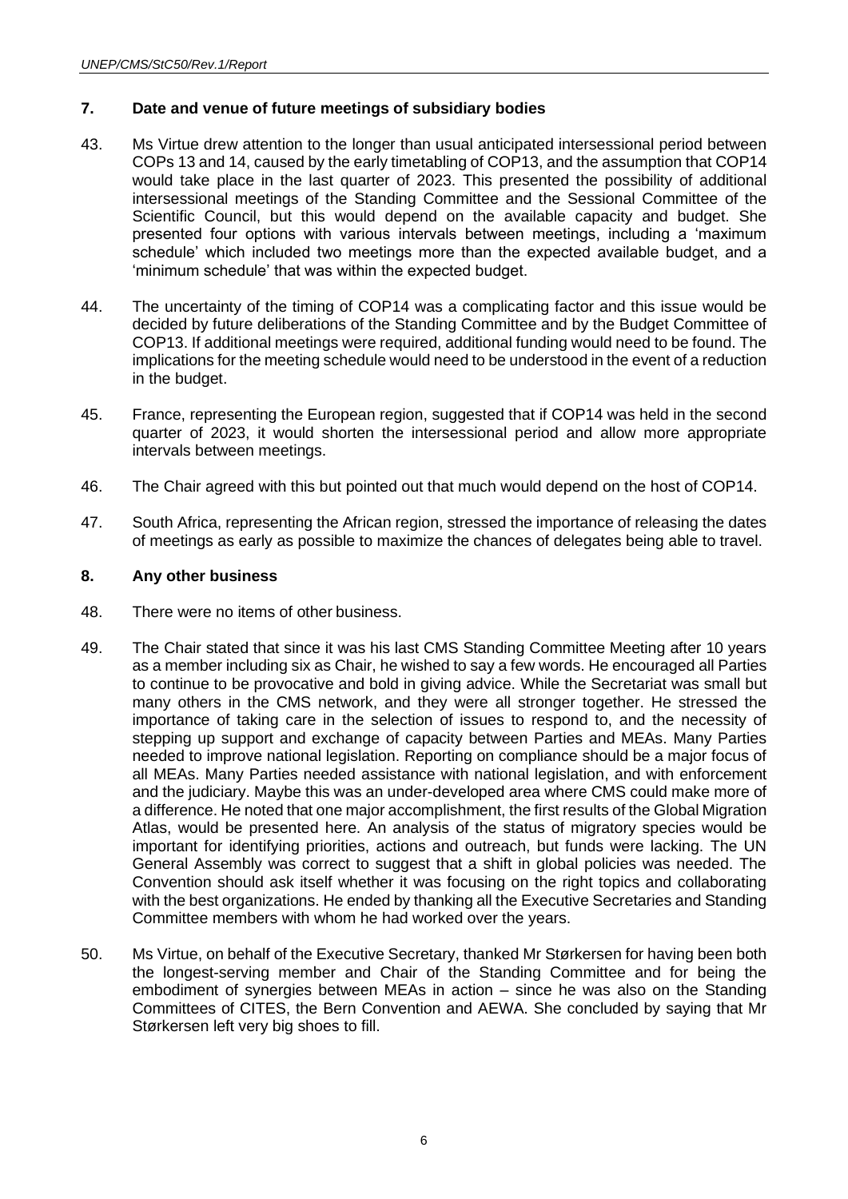## 7. Date and venue of future meetings of subsidiary bodies

43. Ms Virtue drew attention to the longer than usual anticipated intersessional period between COPs 13 and 14, caused by the early timetabling of COP13, and the assumption that COP14 would take place in the last quarter of 2023. This presented the possibility of additional intersessional meetings of the Standing Committee and the Sessional Committee of the Scientific Council, but this would depend on the available capacity and budget. She presented four options with various intervals between meetings, including a 'maximum schedule' which included two meetings more than the expected available budget, and a 'minimum schedule' that was within the expected budget.

44. The uncertainty of the timing of COP14 was a complicating factor and this issue would be decided by future deliberations of the Standing Committee and by the Budget Committee of COP13. If additional meetings were required, additional funding would need to be found. The implications for the meeting schedule would need to be understood in the event of a reduction in the budget.

45. France, representing the European region, suggested that if COP14 was held in the second quarter of 2023, it would shorten the intersessional period and allow more appropriate intervals between meetings.

46. The Chair agreed with this but pointed out that much would depend on the host of COP14.

47. South Africa, representing the African region, stressed the importance of releasing the dates of meetings as early as possible to maximize the chances of delegates being able to travel.

## 8. Any other business

48. There were no items of other business.

49. The Chair stated that since it was his last CMS Standing Committee Meeting after 10 years as a member including six as Chair, he wished to say a few words. He encouraged all Parties to continue to be provocative and bold in giving advice. While the Secretariat was small but many others in the CMS network, and they were all stronger together. He stressed the importance of taking care in the selection of issues to respond to, and the necessity of stepping up support and exchange of capacity between Parties and MEAs. Many Parties needed to improve national legislation. Reporting on compliance should be a major focus of all MEAs. Many Parties needed assistance with national legislation, and with enforcement and the judiciary. Maybe this was an under-developed area where CMS could make more of a difference. He noted that one major accomplishment, the first results of the Global Migration Atlas, would be presented here. An analysis of the status of migratory species would be important for identifying priorities, actions and outreach, but funds were lacking. The UN General Assembly was correct to suggest that a shift in global policies was needed. The Convention should ask itself whether it was focusing on the right topics and collaborating with the best organizations. He ended by thanking all the Executive Secretaries and Standing Committee members with whom he had worked over the years.

50. Ms Virtue, on behalf of the Executive Secretary, thanked Mr Størkersen for having been both the longest-serving member and Chair of the Standing Committee and for being the embodiment of synergies between MEAs in action – since he was also on the Standing Committees of CITES, the Bern Convention and AEWA. She concluded by saying that Mr Størkersen left very big shoes to fill.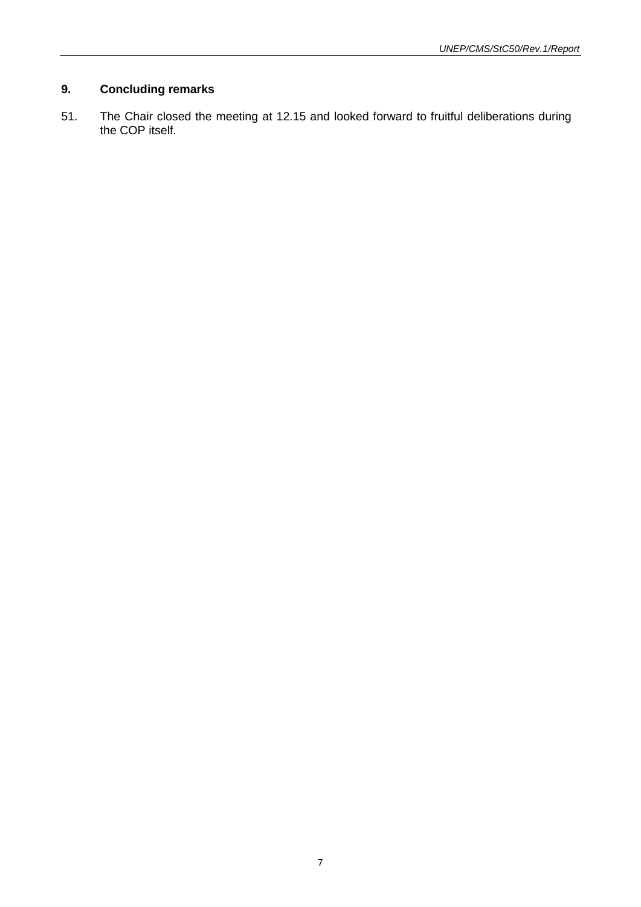## 9. Concluding remarks

51. The Chair closed the meeting at 12.15 and looked forward to fruitful deliberations during the COP itself.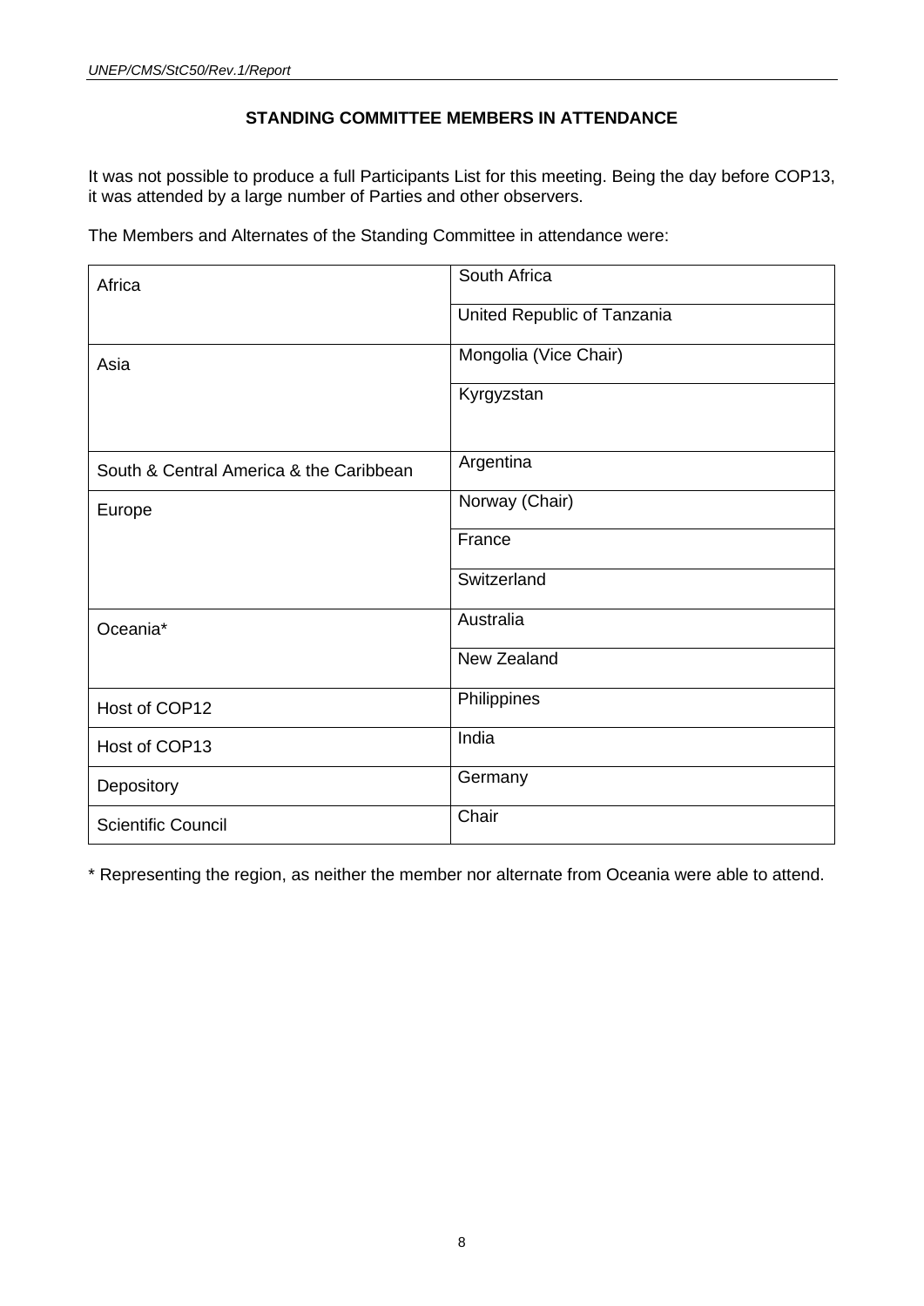## STANDING COMMITTEE MEMBERS IN ATTENDANCE

It was not possible to produce a full Participants List for this meeting. Being the day before COP13, it was attended by a large number of Parties and other observers.

The Members and Alternates of the Standing Committee in attendance were:

| | |
|---|---|
| Africa | South Africa |
| | United Republic of Tanzania |
| Asia | Mongolia (Vice Chair) |
| | Kyrgyzstan |
| South & Central America & the Caribbean | Argentina |
| Europe | Norway (Chair) |
| | France |
| | Switzerland |
| Oceania* | Australia |
| | New Zealand |
| Host of COP12 | Philippines |
| Host of COP13 | India |
| Depository | Germany |
| Scientific Council | Chair |

* Representing the region, as neither the member nor alternate from Oceania were able to attend.